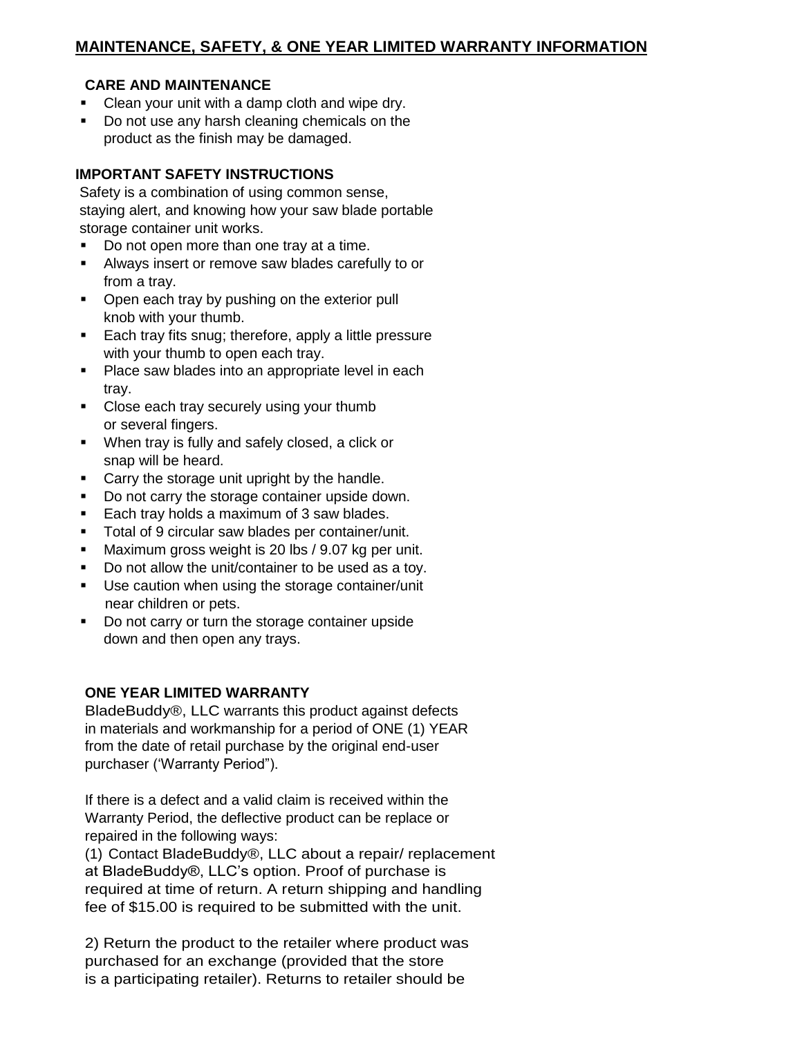## MAINTENANCE, SAFETY, & ONE YEAR LIMITED WARRANTY INFORMATION

### CARE AND MAINTENANCE

- Clean your unit with a damp cloth and wipe dry.
- Do not use any harsh cleaning chemicals on the product as the finish may be damaged.

### IMPORTANT SAFETY INSTRUCTIONS

Safety is a combination of using common sense, staying alert, and knowing how your saw blade portable storage container unit works.

- Do not open more than one tray at a time.
- Always insert or remove saw blades carefully to or from a tray.
- Open each tray by pushing on the exterior pull knob with your thumb.
- Each tray fits snug; therefore, apply a little pressure with your thumb to open each tray.
- Place saw blades into an appropriate level in each tray.
- Close each tray securely using your thumb or several fingers.
- When tray is fully and safely closed, a click or snap will be heard.
- Carry the storage unit upright by the handle.
- Do not carry the storage container upside down.
- Each tray holds a maximum of 3 saw blades.
- Total of 9 circular saw blades per container/unit.
- Maximum gross weight is 20 lbs / 9.07 kg per unit.
- Do not allow the unit/container to be used as a toy.
- Use caution when using the storage container/unit near children or pets.
- Do not carry or turn the storage container upside down and then open any trays.

### ONE YEAR LIMITED WARRANTY

BladeBuddy®, LLC warrants this product against defects in materials and workmanship for a period of ONE (1) YEAR from the date of retail purchase by the original end-user purchaser (‘Warranty Period”).

If there is a defect and a valid claim is received within the Warranty Period, the deflective product can be replace or repaired in the following ways:

(1) Contact BladeBuddy®, LLC about a repair/ replacement at BladeBuddy®, LLC’s option. Proof of purchase is required at time of return. A return shipping and handling fee of $15.00 is required to be submitted with the unit.

2) Return the product to the retailer where product was purchased for an exchange (provided that the store is a participating retailer). Returns to retailer should be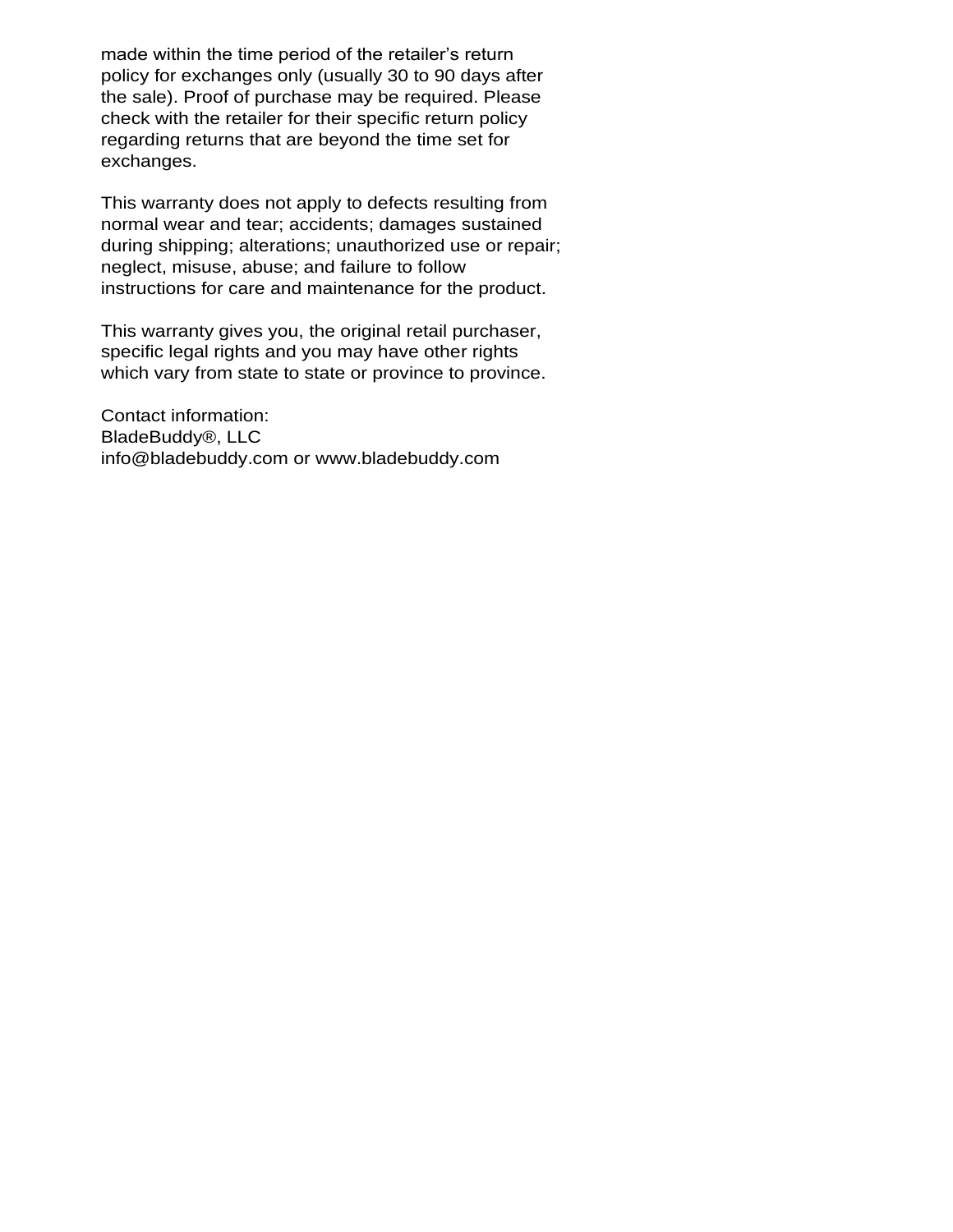made within the time period of the retailer's return policy for exchanges only (usually 30 to 90 days after the sale). Proof of purchase may be required. Please check with the retailer for their specific return policy regarding returns that are beyond the time set for exchanges.

This warranty does not apply to defects resulting from normal wear and tear; accidents; damages sustained during shipping; alterations; unauthorized use or repair; neglect, misuse, abuse; and failure to follow instructions for care and maintenance for the product.

This warranty gives you, the original retail purchaser, specific legal rights and you may have other rights which vary from state to state or province to province.

Contact information:
BladeBuddy®, LLC
info@bladebuddy.com or www.bladebuddy.com